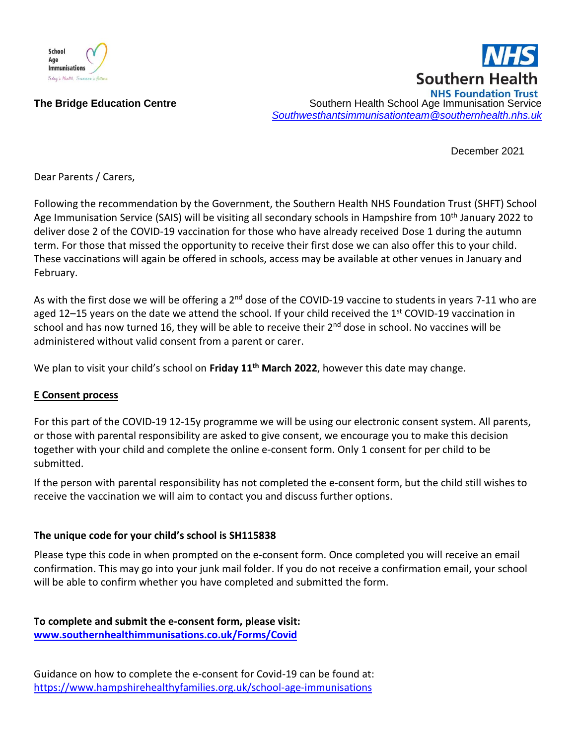School Age Immunisations

Today's Health, Tomorrow's Future

**NHS Southern Health**
**NHS Foundation Trust**

**The Bridge Education Centre**

Southern Health School Age Immunisation Service
*Southwesthantsimmunisationteam@southernhealth.nhs.uk*

December 2021

Dear Parents / Carers,

Following the recommendation by the Government, the Southern Health NHS Foundation Trust (SHFT) School Age Immunisation Service (SAIS) will be visiting all secondary schools in Hampshire from 10th January 2022 to deliver dose 2 of the COVID-19 vaccination for those who have already received Dose 1 during the autumn term. For those that missed the opportunity to receive their first dose we can also offer this to your child. These vaccinations will again be offered in schools, access may be available at other venues in January and February.

As with the first dose we will be offering a 2nd dose of the COVID-19 vaccine to students in years 7-11 who are aged 12–15 years on the date we attend the school. If your child received the 1st COVID-19 vaccination in school and has now turned 16, they will be able to receive their 2nd dose in school. No vaccines will be administered without valid consent from a parent or carer.

We plan to visit your child's school on **Friday 11th March 2022**, however this date may change.

**E Consent process**

For this part of the COVID-19 12-15y programme we will be using our electronic consent system. All parents, or those with parental responsibility are asked to give consent, we encourage you to make this decision together with your child and complete the online e-consent form. Only 1 consent for per child to be submitted.

If the person with parental responsibility has not completed the e-consent form, but the child still wishes to receive the vaccination we will aim to contact you and discuss further options.

**The unique code for your child's school is SH115838**

Please type this code in when prompted on the e-consent form. Once completed you will receive an email confirmation. This may go into your junk mail folder. If you do not receive a confirmation email, your school will be able to confirm whether you have completed and submitted the form.

**To complete and submit the e-consent form, please visit:**
**www.southernhealthimmunisations.co.uk/Forms/Covid**

Guidance on how to complete the e-consent for Covid-19 can be found at:
https://www.hampshirehealthyfamilies.org.uk/school-age-immunisations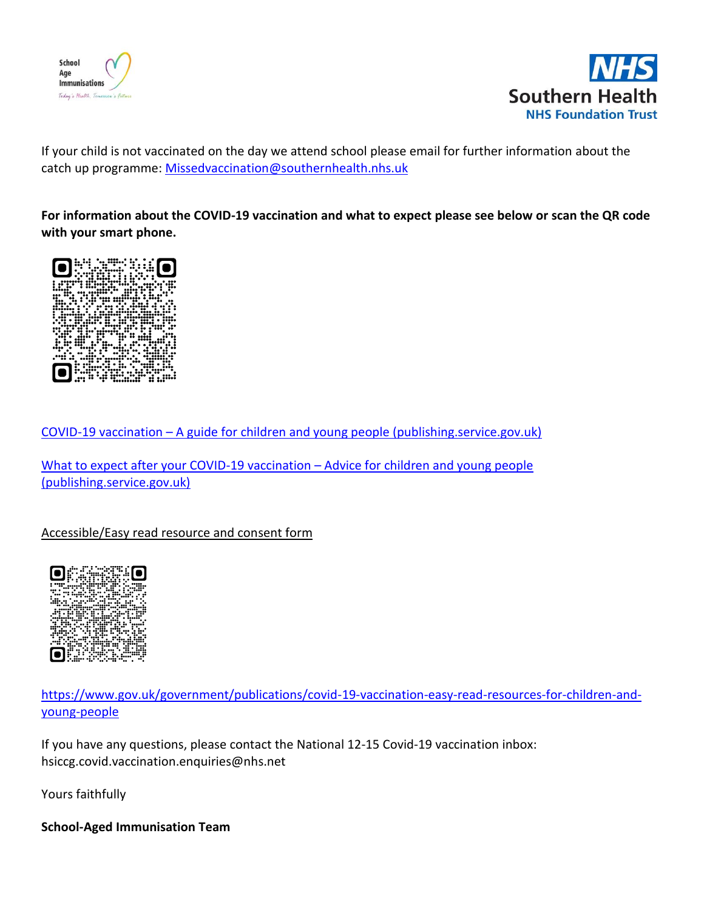If your child is not vaccinated on the day we attend school please email for further information about the catch up programme: Missedvaccination@southernhealth.nhs.uk

**For information about the COVID-19 vaccination and what to expect please see below or scan the QR code with your smart phone.**

COVID-19 vaccination – A guide for children and young people (publishing.service.gov.uk)

What to expect after your COVID-19 vaccination – Advice for children and young people (publishing.service.gov.uk)

Accessible/Easy read resource and consent form

https://www.gov.uk/government/publications/covid-19-vaccination-easy-read-resources-for-children-and-young-people

If you have any questions, please contact the National 12-15 Covid-19 vaccination inbox: hsiccg.covid.vaccination.enquiries@nhs.net

Yours faithfully

**School-Aged Immunisation Team**